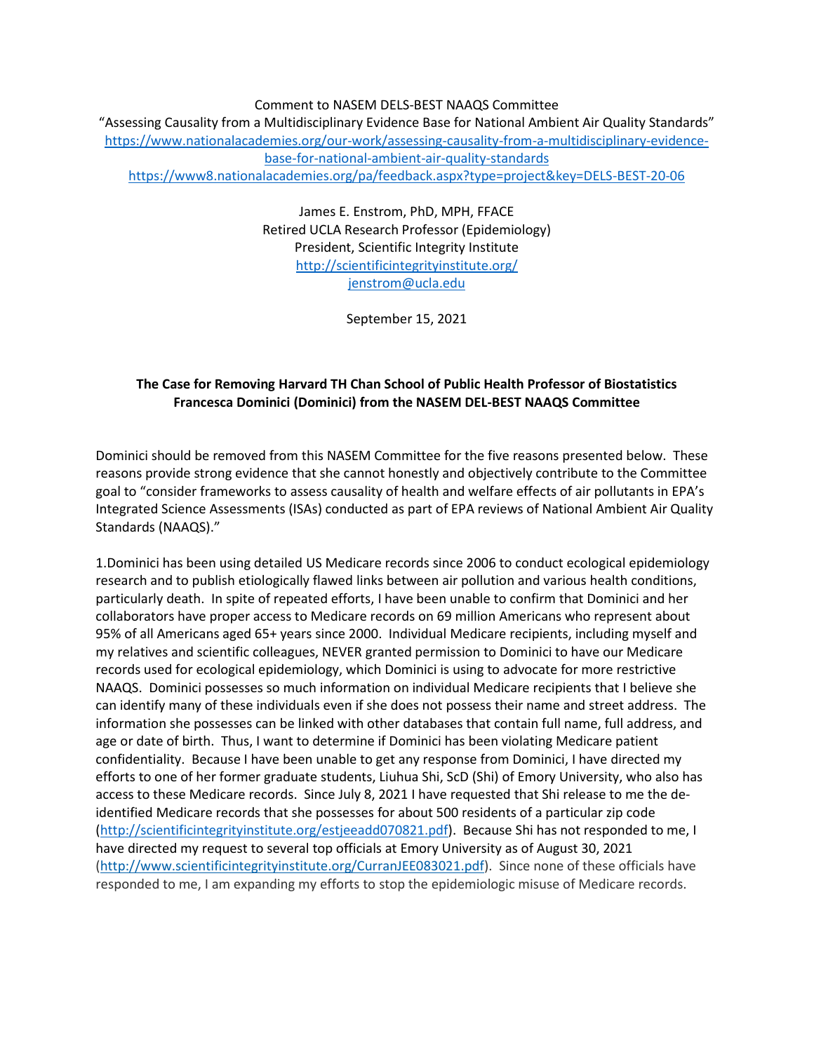Comment to NASEM DELS-BEST NAAQS Committee
"Assessing Causality from a Multidisciplinary Evidence Base for National Ambient Air Quality Standards"
https://www.nationalacademies.org/our-work/assessing-causality-from-a-multidisciplinary-evidence-base-for-national-ambient-air-quality-standards
https://www8.nationalacademies.org/pa/feedback.aspx?type=project&key=DELS-BEST-20-06

James E. Enstrom, PhD, MPH, FFACE
Retired UCLA Research Professor (Epidemiology)
President, Scientific Integrity Institute
http://scientificintegrityinstitute.org/
jenstrom@ucla.edu

September 15, 2021

**The Case for Removing Harvard TH Chan School of Public Health Professor of Biostatistics Francesca Dominici (Dominici) from the NASEM DEL-BEST NAAQS Committee**

Dominici should be removed from this NASEM Committee for the five reasons presented below. These reasons provide strong evidence that she cannot honestly and objectively contribute to the Committee goal to "consider frameworks to assess causality of health and welfare effects of air pollutants in EPA's Integrated Science Assessments (ISAs) conducted as part of EPA reviews of National Ambient Air Quality Standards (NAAQS)."

1.Dominici has been using detailed US Medicare records since 2006 to conduct ecological epidemiology research and to publish etiologically flawed links between air pollution and various health conditions, particularly death. In spite of repeated efforts, I have been unable to confirm that Dominici and her collaborators have proper access to Medicare records on 69 million Americans who represent about 95% of all Americans aged 65+ years since 2000. Individual Medicare recipients, including myself and my relatives and scientific colleagues, NEVER granted permission to Dominici to have our Medicare records used for ecological epidemiology, which Dominici is using to advocate for more restrictive NAAQS. Dominici possesses so much information on individual Medicare recipients that I believe she can identify many of these individuals even if she does not possess their name and street address. The information she possesses can be linked with other databases that contain full name, full address, and age or date of birth. Thus, I want to determine if Dominici has been violating Medicare patient confidentiality. Because I have been unable to get any response from Dominici, I have directed my efforts to one of her former graduate students, Liuhua Shi, ScD (Shi) of Emory University, who also has access to these Medicare records. Since July 8, 2021 I have requested that Shi release to me the de-identified Medicare records that she possesses for about 500 residents of a particular zip code (http://scientificintegrityinstitute.org/estjeeadd070821.pdf). Because Shi has not responded to me, I have directed my request to several top officials at Emory University as of August 30, 2021 (http://www.scientificintegrityinstitute.org/CurranJEE083021.pdf). Since none of these officials have responded to me, I am expanding my efforts to stop the epidemiologic misuse of Medicare records.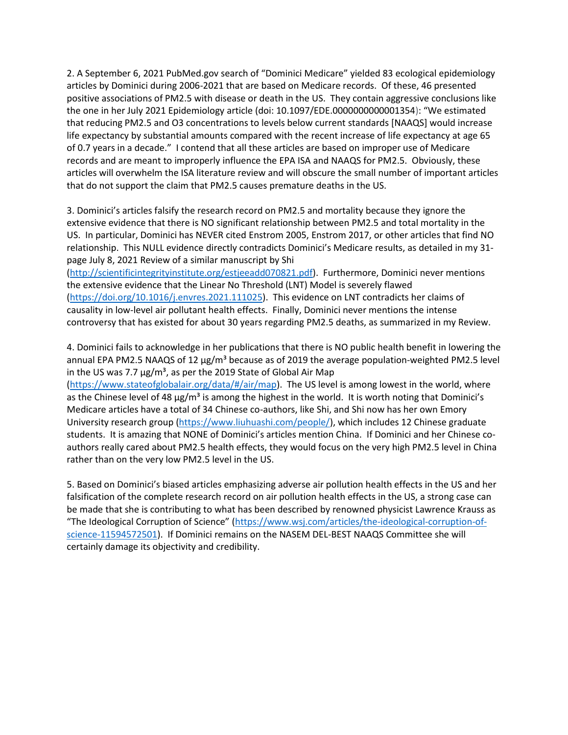2. A September 6, 2021 PubMed.gov search of "Dominici Medicare" yielded 83 ecological epidemiology articles by Dominici during 2006-2021 that are based on Medicare records. Of these, 46 presented positive associations of PM2.5 with disease or death in the US. They contain aggressive conclusions like the one in her July 2021 Epidemiology article (doi: 10.1097/EDE.0000000000001354): "We estimated that reducing PM2.5 and O3 concentrations to levels below current standards [NAAQS] would increase life expectancy by substantial amounts compared with the recent increase of life expectancy at age 65 of 0.7 years in a decade." I contend that all these articles are based on improper use of Medicare records and are meant to improperly influence the EPA ISA and NAAQS for PM2.5. Obviously, these articles will overwhelm the ISA literature review and will obscure the small number of important articles that do not support the claim that PM2.5 causes premature deaths in the US.

3. Dominici's articles falsify the research record on PM2.5 and mortality because they ignore the extensive evidence that there is NO significant relationship between PM2.5 and total mortality in the US. In particular, Dominici has NEVER cited Enstrom 2005, Enstrom 2017, or other articles that find NO relationship. This NULL evidence directly contradicts Dominici's Medicare results, as detailed in my 31-page July 8, 2021 Review of a similar manuscript by Shi (http://scientificintegrityinstitute.org/estjeeadd070821.pdf). Furthermore, Dominici never mentions the extensive evidence that the Linear No Threshold (LNT) Model is severely flawed (https://doi.org/10.1016/j.envres.2021.111025). This evidence on LNT contradicts her claims of causality in low-level air pollutant health effects. Finally, Dominici never mentions the intense controversy that has existed for about 30 years regarding PM2.5 deaths, as summarized in my Review.

4. Dominici fails to acknowledge in her publications that there is NO public health benefit in lowering the annual EPA PM2.5 NAAQS of 12 µg/m³ because as of 2019 the average population-weighted PM2.5 level in the US was 7.7 µg/m³, as per the 2019 State of Global Air Map (https://www.stateofglobalair.org/data/#/air/map). The US level is among lowest in the world, where as the Chinese level of 48 µg/m³ is among the highest in the world. It is worth noting that Dominici's Medicare articles have a total of 34 Chinese co-authors, like Shi, and Shi now has her own Emory University research group (https://www.liuhuashi.com/people/), which includes 12 Chinese graduate students. It is amazing that NONE of Dominici's articles mention China. If Dominici and her Chinese co-authors really cared about PM2.5 health effects, they would focus on the very high PM2.5 level in China rather than on the very low PM2.5 level in the US.

5. Based on Dominici's biased articles emphasizing adverse air pollution health effects in the US and her falsification of the complete research record on air pollution health effects in the US, a strong case can be made that she is contributing to what has been described by renowned physicist Lawrence Krauss as "The Ideological Corruption of Science" (https://www.wsj.com/articles/the-ideological-corruption-of-science-11594572501). If Dominici remains on the NASEM DEL-BEST NAAQS Committee she will certainly damage its objectivity and credibility.